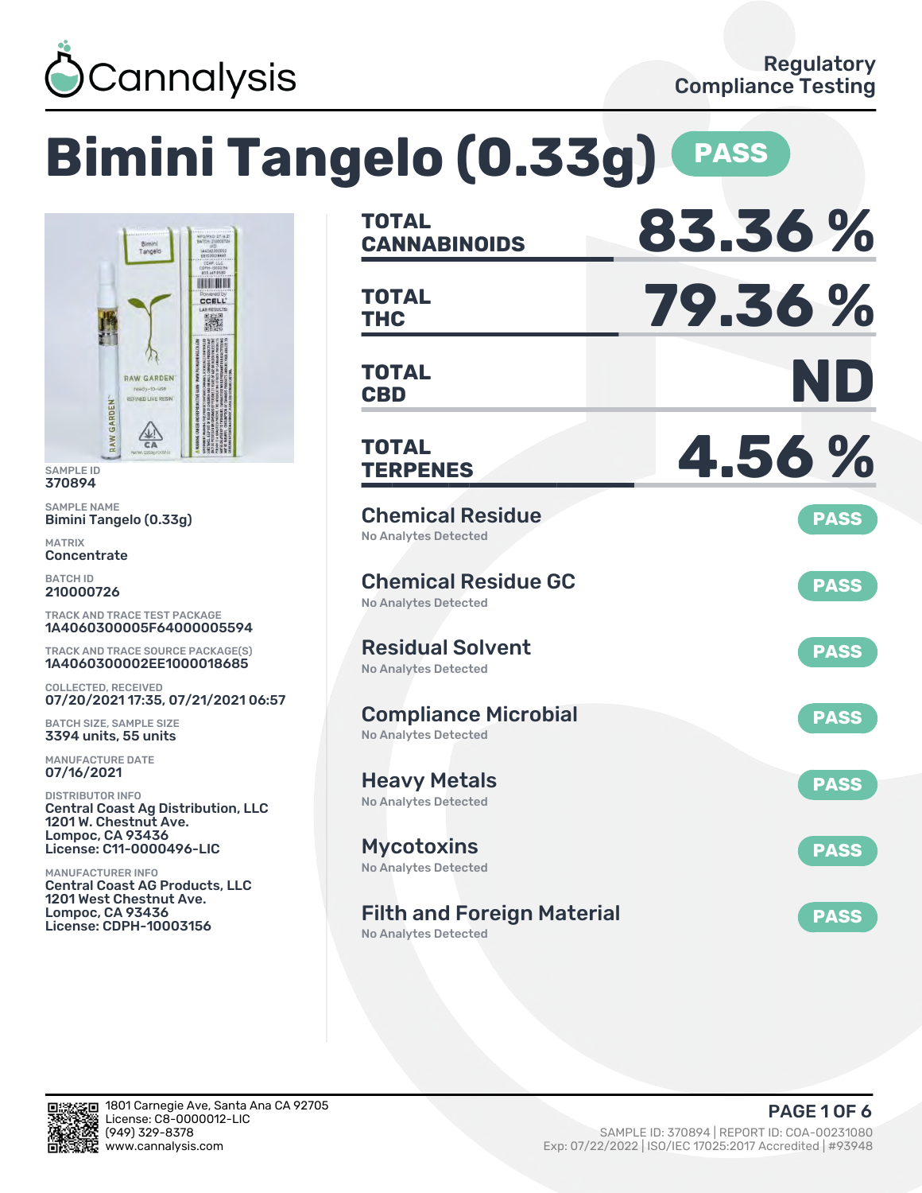Cannalysis

Regulatory Compliance Testing

# Bimini Tangelo (0.33g) PASS

SAMPLE ID
370894

SAMPLE NAME
Bimini Tangelo (0.33g)

MATRIX
Concentrate

BATCH ID
210000726

TRACK AND TRACE TEST PACKAGE
1A4060300005F64000005594

TRACK AND TRACE SOURCE PACKAGE(S)
1A4060300002EE1000018685

COLLECTED, RECEIVED
07/20/2021 17:35, 07/21/2021 06:57

BATCH SIZE, SAMPLE SIZE
3394 units, 55 units

MANUFACTURE DATE
07/16/2021

DISTRIBUTOR INFO
Central Coast Ag Distribution, LLC
1201 W. Chestnut Ave.
Lompoc, CA 93436
License: C11-0000496-LIC

MANUFACTURER INFO
Central Coast AG Products, LLC
1201 West Chestnut Ave.
Lompoc, CA 93436
License: CDPH-10003156

| | |
|---|---|
| **TOTAL CANNABINOIDS** | **83.36 %** |
| **TOTAL THC** | **79.36 %** |
| **TOTAL CBD** | **ND** |
| **TOTAL TERPENES** | **4.56 %** |

| Test | Result | Status |
|---|---|---|
| Chemical Residue | No Analytes Detected | PASS |
| Chemical Residue GC | No Analytes Detected | PASS |
| Residual Solvent | No Analytes Detected | PASS |
| Compliance Microbial | No Analytes Detected | PASS |
| Heavy Metals | No Analytes Detected | PASS |
| Mycotoxins | No Analytes Detected | PASS |
| Filth and Foreign Material | No Analytes Detected | PASS |

1801 Carnegie Ave, Santa Ana CA 92705
License: C8-0000012-LIC
(949) 329-8378
www.cannalysis.com

SAMPLE ID: 370894 | REPORT ID: COA-00231080
Exp: 07/22/2022 | ISO/IEC 17025:2017 Accredited | #93948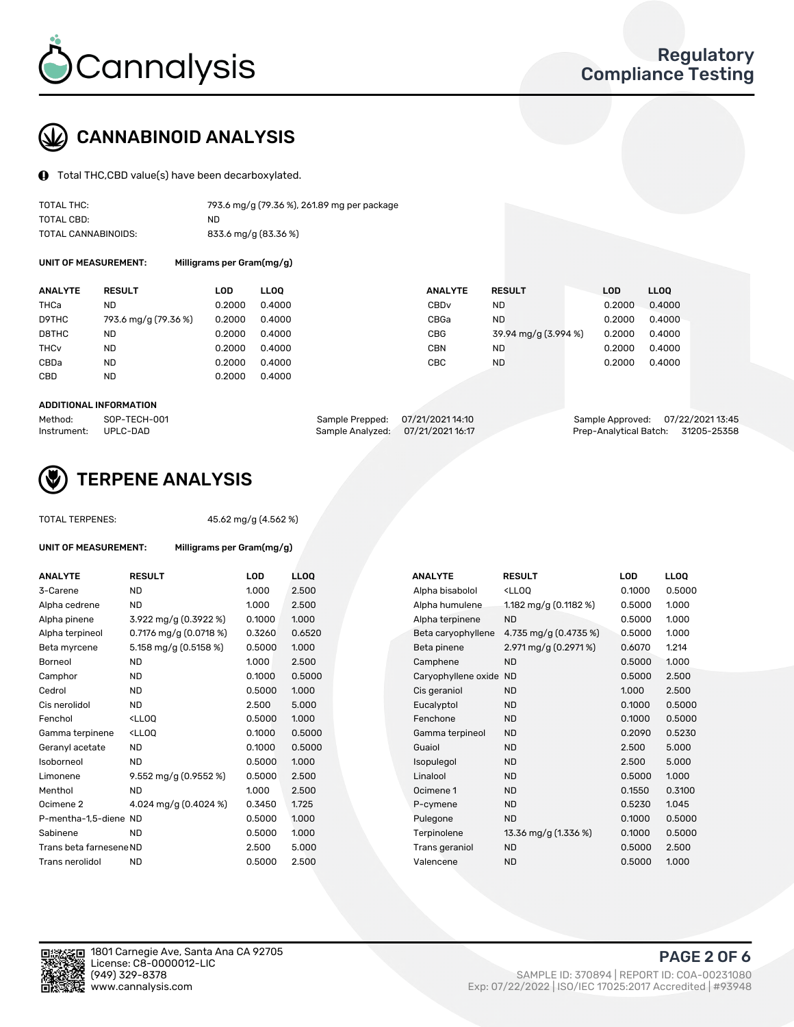# CANNABINOID ANALYSIS

Total THC,CBD value(s) have been decarboxylated.

| | |
|---|---|
| TOTAL THC: | 793.6 mg/g (79.36 %), 261.89 mg per package |
| TOTAL CBD: | ND |
| TOTAL CANNABINOIDS: | 833.6 mg/g (83.36 %) |

**UNIT OF MEASUREMENT:** Milligrams per Gram(mg/g)

| ANALYTE | RESULT | LOD | LLOQ | ANALYTE | RESULT | LOD | LLOQ |
|---|---|---|---|---|---|---|---|
| THCa | ND | 0.2000 | 0.4000 | CBDv | ND | 0.2000 | 0.4000 |
| D9THC | 793.6 mg/g (79.36 %) | 0.2000 | 0.4000 | CBGa | ND | 0.2000 | 0.4000 |
| D8THC | ND | 0.2000 | 0.4000 | CBG | 39.94 mg/g (3.994 %) | 0.2000 | 0.4000 |
| THCv | ND | 0.2000 | 0.4000 | CBN | ND | 0.2000 | 0.4000 |
| CBDa | ND | 0.2000 | 0.4000 | CBC | ND | 0.2000 | 0.4000 |
| CBD | ND | 0.2000 | 0.4000 | | | | |

**ADDITIONAL INFORMATION**

| | | | | | |
|---|---|---|---|---|---|
| Method: | SOP-TECH-001 | Sample Prepped: | 07/21/2021 14:10 | Sample Approved: | 07/22/2021 13:45 |
| Instrument: | UPLC-DAD | Sample Analyzed: | 07/21/2021 16:17 | Prep-Analytical Batch: | 31205-25358 |

# TERPENE ANALYSIS

TOTAL TERPENES: 45.62 mg/g (4.562 %)

**UNIT OF MEASUREMENT:** Milligrams per Gram(mg/g)

| ANALYTE | RESULT | LOD | LLOQ | ANALYTE | RESULT | LOD | LLOQ |
|---|---|---|---|---|---|---|---|
| 3-Carene | ND | 1.000 | 2.500 | Alpha bisabolol | <LLOQ | 0.1000 | 0.5000 |
| Alpha cedrene | ND | 1.000 | 2.500 | Alpha humulene | 1.182 mg/g (0.1182 %) | 0.5000 | 1.000 |
| Alpha pinene | 3.922 mg/g (0.3922 %) | 0.1000 | 1.000 | Alpha terpinene | ND | 0.5000 | 1.000 |
| Alpha terpineol | 0.7176 mg/g (0.0718 %) | 0.3260 | 0.6520 | Beta caryophyllene | 4.735 mg/g (0.4735 %) | 0.5000 | 1.000 |
| Beta myrcene | 5.158 mg/g (0.5158 %) | 0.5000 | 1.000 | Beta pinene | 2.971 mg/g (0.2971 %) | 0.6070 | 1.214 |
| Borneol | ND | 1.000 | 2.500 | Camphene | ND | 0.5000 | 1.000 |
| Camphor | ND | 0.1000 | 0.5000 | Caryophyllene oxide | ND | 0.5000 | 2.500 |
| Cedrol | ND | 0.5000 | 1.000 | Cis geraniol | ND | 1.000 | 2.500 |
| Cis nerolidol | ND | 2.500 | 5.000 | Eucalyptol | ND | 0.1000 | 0.5000 |
| Fenchol | <LLOQ | 0.5000 | 1.000 | Fenchone | ND | 0.1000 | 0.5000 |
| Gamma terpinene | <LLOQ | 0.1000 | 0.5000 | Gamma terpineol | ND | 0.2090 | 0.5230 |
| Geranyl acetate | ND | 0.1000 | 0.5000 | Guaiol | ND | 2.500 | 5.000 |
| Isoborneol | ND | 0.5000 | 1.000 | Isopulegol | ND | 2.500 | 5.000 |
| Limonene | 9.552 mg/g (0.9552 %) | 0.5000 | 2.500 | Linalool | ND | 0.5000 | 1.000 |
| Menthol | ND | 1.000 | 2.500 | Ocimene 1 | ND | 0.1550 | 0.3100 |
| Ocimene 2 | 4.024 mg/g (0.4024 %) | 0.3450 | 1.725 | P-cymene | ND | 0.5230 | 1.045 |
| P-mentha-1,5-diene | ND | 0.5000 | 1.000 | Pulegone | ND | 0.1000 | 0.5000 |
| Sabinene | ND | 0.5000 | 1.000 | Terpinolene | 13.36 mg/g (1.336 %) | 0.1000 | 0.5000 |
| Trans beta farnesene | ND | 2.500 | 5.000 | Trans geraniol | ND | 0.5000 | 2.500 |
| Trans nerolidol | ND | 0.5000 | 2.500 | Valencene | ND | 0.5000 | 1.000 |

1801 Carnegie Ave, Santa Ana CA 92705
License: C8-0000012-LIC
(949) 329-8378
www.cannalysis.com

SAMPLE ID: 370894 | REPORT ID: COA-00231080
Exp: 07/22/2022 | ISO/IEC 17025:2017 Accredited | #93948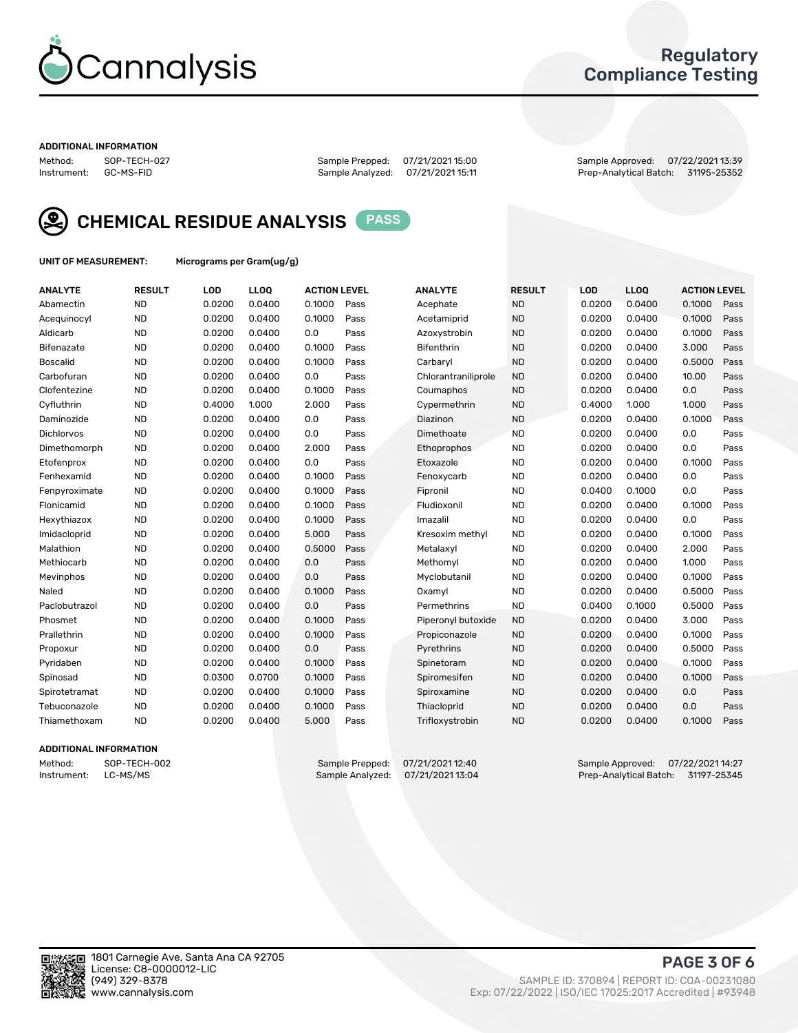Regulatory Compliance Testing

**ADDITIONAL INFORMATION**

Method: SOP-TECH-027
Instrument: GC-MS-FID

Sample Prepped: 07/21/2021 15:00
Sample Analyzed: 07/21/2021 15:11

Sample Approved: 07/22/2021 13:39
Prep-Analytical Batch: 31195-25352

## CHEMICAL RESIDUE ANALYSIS PASS

**UNIT OF MEASUREMENT:** Micrograms per Gram(ug/g)

| ANALYTE | RESULT | LOD | LLOQ | ACTION LEVEL | | ANALYTE | RESULT | LOD | LLOQ | ACTION LEVEL | |
|---|---|---|---|---|---|---|---|---|---|---|---|
| Abamectin | ND | 0.0200 | 0.0400 | 0.1000 | Pass | Acephate | ND | 0.0200 | 0.0400 | 0.1000 | Pass |
| Acequinocyl | ND | 0.0200 | 0.0400 | 0.1000 | Pass | Acetamiprid | ND | 0.0200 | 0.0400 | 0.1000 | Pass |
| Aldicarb | ND | 0.0200 | 0.0400 | 0.0 | Pass | Azoxystrobin | ND | 0.0200 | 0.0400 | 0.1000 | Pass |
| Bifenazate | ND | 0.0200 | 0.0400 | 0.1000 | Pass | Bifenthrin | ND | 0.0200 | 0.0400 | 3.000 | Pass |
| Boscalid | ND | 0.0200 | 0.0400 | 0.1000 | Pass | Carbaryl | ND | 0.0200 | 0.0400 | 0.5000 | Pass |
| Carbofuran | ND | 0.0200 | 0.0400 | 0.0 | Pass | Chlorantraniliprole | ND | 0.0200 | 0.0400 | 10.00 | Pass |
| Clofentezine | ND | 0.0200 | 0.0400 | 0.1000 | Pass | Coumaphos | ND | 0.0200 | 0.0400 | 0.0 | Pass |
| Cyfluthrin | ND | 0.4000 | 1.000 | 2.000 | Pass | Cypermethrin | ND | 0.4000 | 1.000 | 1.000 | Pass |
| Daminozide | ND | 0.0200 | 0.0400 | 0.0 | Pass | Diazinon | ND | 0.0200 | 0.0400 | 0.1000 | Pass |
| Dichlorvos | ND | 0.0200 | 0.0400 | 0.0 | Pass | Dimethoate | ND | 0.0200 | 0.0400 | 0.0 | Pass |
| Dimethomorph | ND | 0.0200 | 0.0400 | 2.000 | Pass | Ethoprophos | ND | 0.0200 | 0.0400 | 0.0 | Pass |
| Etofenprox | ND | 0.0200 | 0.0400 | 0.0 | Pass | Etoxazole | ND | 0.0200 | 0.0400 | 0.1000 | Pass |
| Fenhexamid | ND | 0.0200 | 0.0400 | 0.1000 | Pass | Fenoxycarb | ND | 0.0200 | 0.0400 | 0.0 | Pass |
| Fenpyroximate | ND | 0.0200 | 0.0400 | 0.1000 | Pass | Fipronil | ND | 0.0400 | 0.1000 | 0.0 | Pass |
| Flonicamid | ND | 0.0200 | 0.0400 | 0.1000 | Pass | Fludioxonil | ND | 0.0200 | 0.0400 | 0.1000 | Pass |
| Hexythiazox | ND | 0.0200 | 0.0400 | 0.1000 | Pass | Imazalil | ND | 0.0200 | 0.0400 | 0.0 | Pass |
| Imidacloprid | ND | 0.0200 | 0.0400 | 5.000 | Pass | Kresoxim methyl | ND | 0.0200 | 0.0400 | 0.1000 | Pass |
| Malathion | ND | 0.0200 | 0.0400 | 0.5000 | Pass | Metalaxyl | ND | 0.0200 | 0.0400 | 2.000 | Pass |
| Methiocarb | ND | 0.0200 | 0.0400 | 0.0 | Pass | Methomyl | ND | 0.0200 | 0.0400 | 1.000 | Pass |
| Mevinphos | ND | 0.0200 | 0.0400 | 0.0 | Pass | Myclobutanil | ND | 0.0200 | 0.0400 | 0.1000 | Pass |
| Naled | ND | 0.0200 | 0.0400 | 0.1000 | Pass | Oxamyl | ND | 0.0200 | 0.0400 | 0.5000 | Pass |
| Paclobutrazol | ND | 0.0200 | 0.0400 | 0.0 | Pass | Permethrins | ND | 0.0400 | 0.1000 | 0.5000 | Pass |
| Phosmet | ND | 0.0200 | 0.0400 | 0.1000 | Pass | Piperonyl butoxide | ND | 0.0200 | 0.0400 | 3.000 | Pass |
| Prallethrin | ND | 0.0200 | 0.0400 | 0.1000 | Pass | Propiconazole | ND | 0.0200 | 0.0400 | 0.1000 | Pass |
| Propoxur | ND | 0.0200 | 0.0400 | 0.0 | Pass | Pyrethrins | ND | 0.0200 | 0.0400 | 0.5000 | Pass |
| Pyridaben | ND | 0.0200 | 0.0400 | 0.1000 | Pass | Spinetoram | ND | 0.0200 | 0.0400 | 0.1000 | Pass |
| Spinosad | ND | 0.0300 | 0.0700 | 0.1000 | Pass | Spiromesifen | ND | 0.0200 | 0.0400 | 0.1000 | Pass |
| Spirotetramat | ND | 0.0200 | 0.0400 | 0.1000 | Pass | Spiroxamine | ND | 0.0200 | 0.0400 | 0.0 | Pass |
| Tebuconazole | ND | 0.0200 | 0.0400 | 0.1000 | Pass | Thiacloprid | ND | 0.0200 | 0.0400 | 0.0 | Pass |
| Thiamethoxam | ND | 0.0200 | 0.0400 | 5.000 | Pass | Trifloxystrobin | ND | 0.0200 | 0.0400 | 0.1000 | Pass |

**ADDITIONAL INFORMATION**

Method: SOP-TECH-002
Instrument: LC-MS/MS

Sample Prepped: 07/21/2021 12:40
Sample Analyzed: 07/21/2021 13:04

Sample Approved: 07/22/2021 14:27
Prep-Analytical Batch: 31197-25345

1801 Carnegie Ave, Santa Ana CA 92705
License: C8-0000012-LIC
(949) 329-8378
www.cannalysis.com

SAMPLE ID: 370894 | REPORT ID: COA-00231080
Exp: 07/22/2022 | ISO/IEC 17025:2017 Accredited | #93948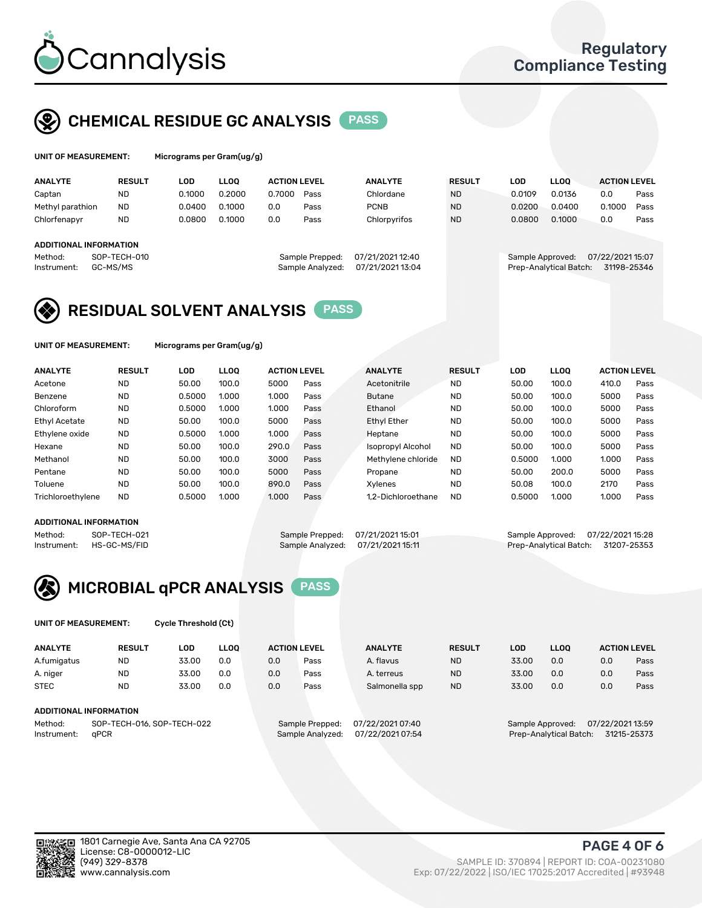# Cannalysis

Regulatory Compliance Testing

## CHEMICAL RESIDUE GC ANALYSIS PASS

**UNIT OF MEASUREMENT:** Micrograms per Gram(ug/g)

| ANALYTE | RESULT | LOD | LLOQ | ACTION LEVEL | | ANALYTE | RESULT | LOD | LLOQ | ACTION LEVEL | |
|---|---|---|---|---|---|---|---|---|---|---|---|
| Captan | ND | 0.1000 | 0.2000 | 0.7000 | Pass | Chlordane | ND | 0.0109 | 0.0136 | 0.0 | Pass |
| Methyl parathion | ND | 0.0400 | 0.1000 | 0.0 | Pass | PCNB | ND | 0.0200 | 0.0400 | 0.1000 | Pass |
| Chlorfenapyr | ND | 0.0800 | 0.1000 | 0.0 | Pass | Chlorpyrifos | ND | 0.0800 | 0.1000 | 0.0 | Pass |

**ADDITIONAL INFORMATION**

Method: SOP-TECH-010
Instrument: GC-MS/MS
Sample Prepped: 07/21/2021 12:40
Sample Analyzed: 07/21/2021 13:04
Sample Approved: 07/22/2021 15:07
Prep-Analytical Batch: 31198-25346

## RESIDUAL SOLVENT ANALYSIS PASS

**UNIT OF MEASUREMENT:** Micrograms per Gram(ug/g)

| ANALYTE | RESULT | LOD | LLOQ | ACTION LEVEL | | ANALYTE | RESULT | LOD | LLOQ | ACTION LEVEL | |
|---|---|---|---|---|---|---|---|---|---|---|---|
| Acetone | ND | 50.00 | 100.0 | 5000 | Pass | Acetonitrile | ND | 50.00 | 100.0 | 410.0 | Pass |
| Benzene | ND | 0.5000 | 1.000 | 1.000 | Pass | Butane | ND | 50.00 | 100.0 | 5000 | Pass |
| Chloroform | ND | 0.5000 | 1.000 | 1.000 | Pass | Ethanol | ND | 50.00 | 100.0 | 5000 | Pass |
| Ethyl Acetate | ND | 50.00 | 100.0 | 5000 | Pass | Ethyl Ether | ND | 50.00 | 100.0 | 5000 | Pass |
| Ethylene oxide | ND | 0.5000 | 1.000 | 1.000 | Pass | Heptane | ND | 50.00 | 100.0 | 5000 | Pass |
| Hexane | ND | 50.00 | 100.0 | 290.0 | Pass | Isopropyl Alcohol | ND | 50.00 | 100.0 | 5000 | Pass |
| Methanol | ND | 50.00 | 100.0 | 3000 | Pass | Methylene chloride | ND | 0.5000 | 1.000 | 1.000 | Pass |
| Pentane | ND | 50.00 | 100.0 | 5000 | Pass | Propane | ND | 50.00 | 200.0 | 5000 | Pass |
| Toluene | ND | 50.00 | 100.0 | 890.0 | Pass | Xylenes | ND | 50.08 | 100.0 | 2170 | Pass |
| Trichloroethylene | ND | 0.5000 | 1.000 | 1.000 | Pass | 1,2-Dichloroethane | ND | 0.5000 | 1.000 | 1.000 | Pass |

**ADDITIONAL INFORMATION**

Method: SOP-TECH-021
Instrument: HS-GC-MS/FID
Sample Prepped: 07/21/2021 15:01
Sample Analyzed: 07/21/2021 15:11
Sample Approved: 07/22/2021 15:28
Prep-Analytical Batch: 31207-25353

## MICROBIAL qPCR ANALYSIS PASS

**UNIT OF MEASUREMENT:** Cycle Threshold (Ct)

| ANALYTE | RESULT | LOD | LLOQ | ACTION LEVEL | | ANALYTE | RESULT | LOD | LLOQ | ACTION LEVEL | |
|---|---|---|---|---|---|---|---|---|---|---|---|
| A.fumigatus | ND | 33.00 | 0.0 | 0.0 | Pass | A. flavus | ND | 33.00 | 0.0 | 0.0 | Pass |
| A. niger | ND | 33.00 | 0.0 | 0.0 | Pass | A. terreus | ND | 33.00 | 0.0 | 0.0 | Pass |
| STEC | ND | 33.00 | 0.0 | 0.0 | Pass | Salmonella spp | ND | 33.00 | 0.0 | 0.0 | Pass |

**ADDITIONAL INFORMATION**

Method: SOP-TECH-016, SOP-TECH-022
Instrument: qPCR
Sample Prepped: 07/22/2021 07:40
Sample Analyzed: 07/22/2021 07:54
Sample Approved: 07/22/2021 13:59
Prep-Analytical Batch: 31215-25373

1801 Carnegie Ave, Santa Ana CA 92705
License: C8-0000012-LIC
(949) 329-8378
www.cannalysis.com

SAMPLE ID: 370894 | REPORT ID: COA-00231080
Exp: 07/22/2022 | ISO/IEC 17025:2017 Accredited | #93948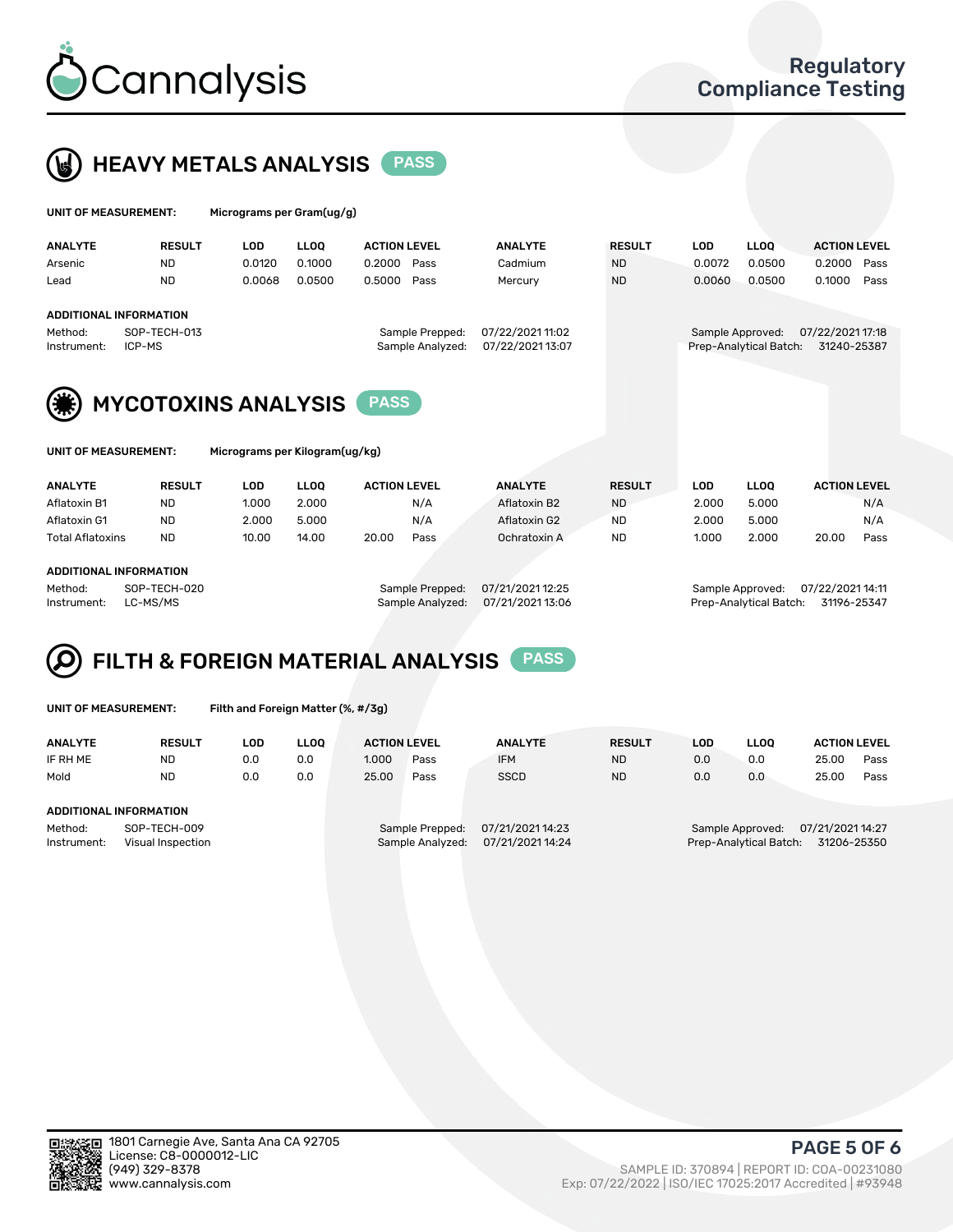# Cannalysis

**Regulatory Compliance Testing**

## HEAVY METALS ANALYSIS PASS

**UNIT OF MEASUREMENT:** Micrograms per Gram(ug/g)

| ANALYTE | RESULT | LOD | LLOQ | ACTION LEVEL | | ANALYTE | RESULT | LOD | LLOQ | ACTION LEVEL | |
|---|---|---|---|---|---|---|---|---|---|---|---|
| Arsenic | ND | 0.0120 | 0.1000 | 0.2000 | Pass | Cadmium | ND | 0.0072 | 0.0500 | 0.2000 | Pass |
| Lead | ND | 0.0068 | 0.0500 | 0.5000 | Pass | Mercury | ND | 0.0060 | 0.0500 | 0.1000 | Pass |

**ADDITIONAL INFORMATION**

| | | | | | |
|---|---|---|---|---|---|
| Method: | SOP-TECH-013 | Sample Prepped: | 07/22/2021 11:02 | Sample Approved: | 07/22/2021 17:18 |
| Instrument: | ICP-MS | Sample Analyzed: | 07/22/2021 13:07 | Prep-Analytical Batch: | 31240-25387 |

## MYCOTOXINS ANALYSIS PASS

**UNIT OF MEASUREMENT:** Micrograms per Kilogram(ug/kg)

| ANALYTE | RESULT | LOD | LLOQ | ACTION LEVEL | | ANALYTE | RESULT | LOD | LLOQ | ACTION LEVEL | |
|---|---|---|---|---|---|---|---|---|---|---|---|
| Aflatoxin B1 | ND | 1.000 | 2.000 | | N/A | Aflatoxin B2 | ND | 2.000 | 5.000 | | N/A |
| Aflatoxin G1 | ND | 2.000 | 5.000 | | N/A | Aflatoxin G2 | ND | 2.000 | 5.000 | | N/A |
| Total Aflatoxins | ND | 10.00 | 14.00 | 20.00 | Pass | Ochratoxin A | ND | 1.000 | 2.000 | 20.00 | Pass |

**ADDITIONAL INFORMATION**

| | | | | | |
|---|---|---|---|---|---|
| Method: | SOP-TECH-020 | Sample Prepped: | 07/21/2021 12:25 | Sample Approved: | 07/22/2021 14:11 |
| Instrument: | LC-MS/MS | Sample Analyzed: | 07/21/2021 13:06 | Prep-Analytical Batch: | 31196-25347 |

## FILTH & FOREIGN MATERIAL ANALYSIS PASS

**UNIT OF MEASUREMENT:** Filth and Foreign Matter (%, #/3g)

| ANALYTE | RESULT | LOD | LLOQ | ACTION LEVEL | | ANALYTE | RESULT | LOD | LLOQ | ACTION LEVEL | |
|---|---|---|---|---|---|---|---|---|---|---|---|
| IF RH ME | ND | 0.0 | 0.0 | 1.000 | Pass | IFM | ND | 0.0 | 0.0 | 25.00 | Pass |
| Mold | ND | 0.0 | 0.0 | 25.00 | Pass | SSCD | ND | 0.0 | 0.0 | 25.00 | Pass |

**ADDITIONAL INFORMATION**

| | | | | | |
|---|---|---|---|---|---|
| Method: | SOP-TECH-009 | Sample Prepped: | 07/21/2021 14:23 | Sample Approved: | 07/21/2021 14:27 |
| Instrument: | Visual Inspection | Sample Analyzed: | 07/21/2021 14:24 | Prep-Analytical Batch: | 31206-25350 |

1801 Carnegie Ave, Santa Ana CA 92705
License: C8-0000012-LIC
(949) 329-8378
www.cannalysis.com

SAMPLE ID: 370894 | REPORT ID: COA-00231080
Exp: 07/22/2022 | ISO/IEC 17025:2017 Accredited | #93948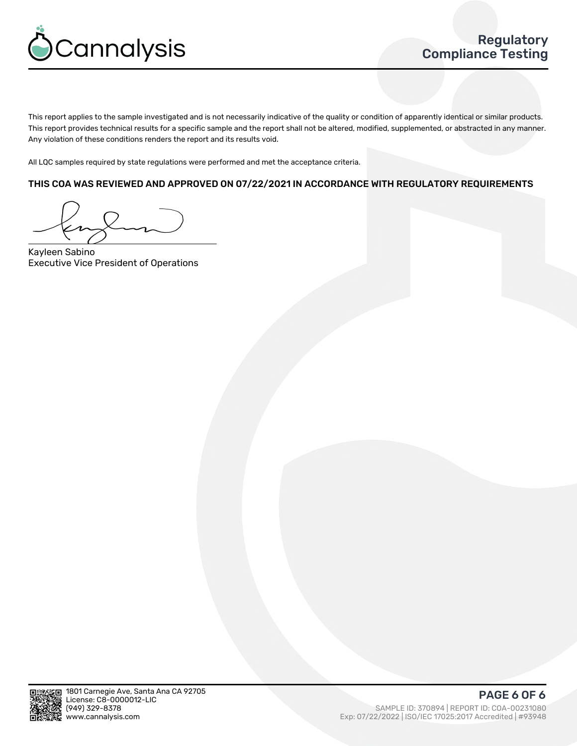This report applies to the sample investigated and is not necessarily indicative of the quality or condition of apparently identical or similar products. This report provides technical results for a specific sample and the report shall not be altered, modified, supplemented, or abstracted in any manner. Any violation of these conditions renders the report and its results void.

All LQC samples required by state regulations were performed and met the acceptance criteria.

**THIS COA WAS REVIEWED AND APPROVED ON 07/22/2021 IN ACCORDANCE WITH REGULATORY REQUIREMENTS**

Kayleen Sabino
Executive Vice President of Operations